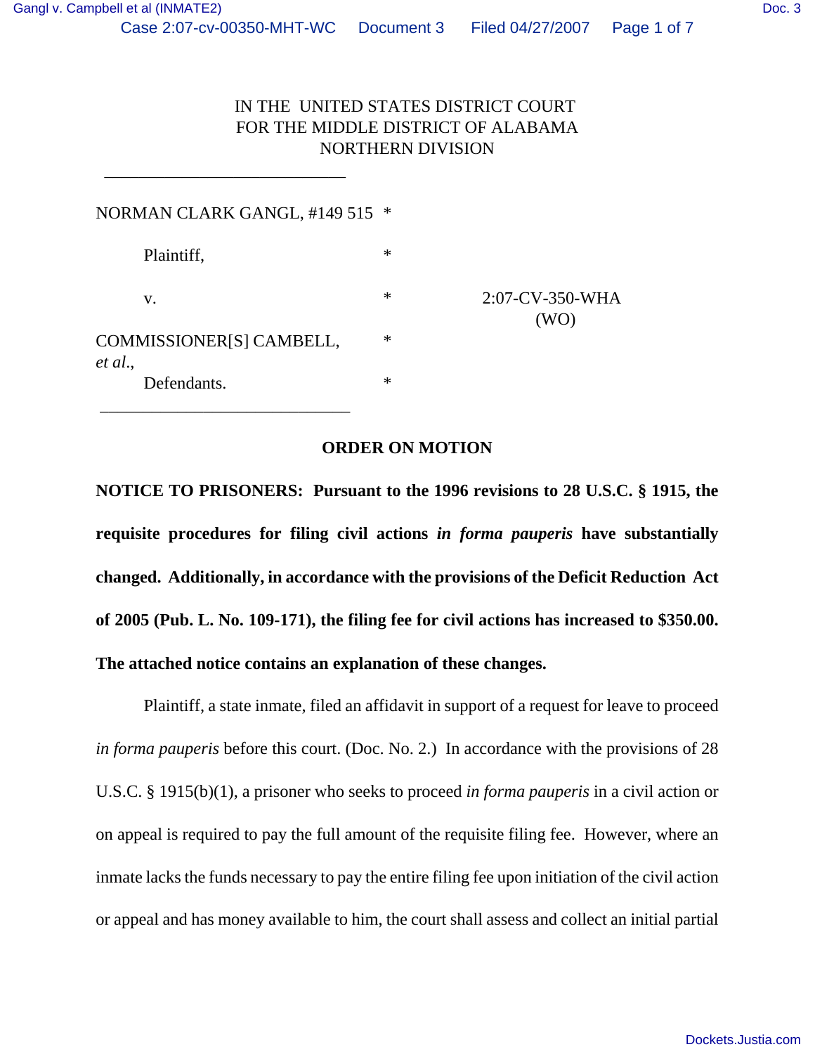IN THE UNITED STATES DISTRICT COURT
FOR THE MIDDLE DISTRICT OF ALABAMA
NORTHERN DIVISION

______________________________

NORMAN CLARK GANGL, #149 515 *

Plaintiff, *

v. * 2:07-CV-350-WHA (WO)

COMMISSIONER[S] CAMBELL, *
*et al.*,

Defendants. *

______________________________

**ORDER ON MOTION**

**NOTICE TO PRISONERS: Pursuant to the 1996 revisions to 28 U.S.C. § 1915, the requisite procedures for filing civil actions *in forma pauperis* have substantially changed. Additionally, in accordance with the provisions of the Deficit Reduction Act of 2005 (Pub. L. No. 109-171), the filing fee for civil actions has increased to $350.00. The attached notice contains an explanation of these changes.**

Plaintiff, a state inmate, filed an affidavit in support of a request for leave to proceed *in forma pauperis* before this court. (Doc. No. 2.) In accordance with the provisions of 28 U.S.C. § 1915(b)(1), a prisoner who seeks to proceed *in forma pauperis* in a civil action or on appeal is required to pay the full amount of the requisite filing fee. However, where an inmate lacks the funds necessary to pay the entire filing fee upon initiation of the civil action or appeal and has money available to him, the court shall assess and collect an initial partial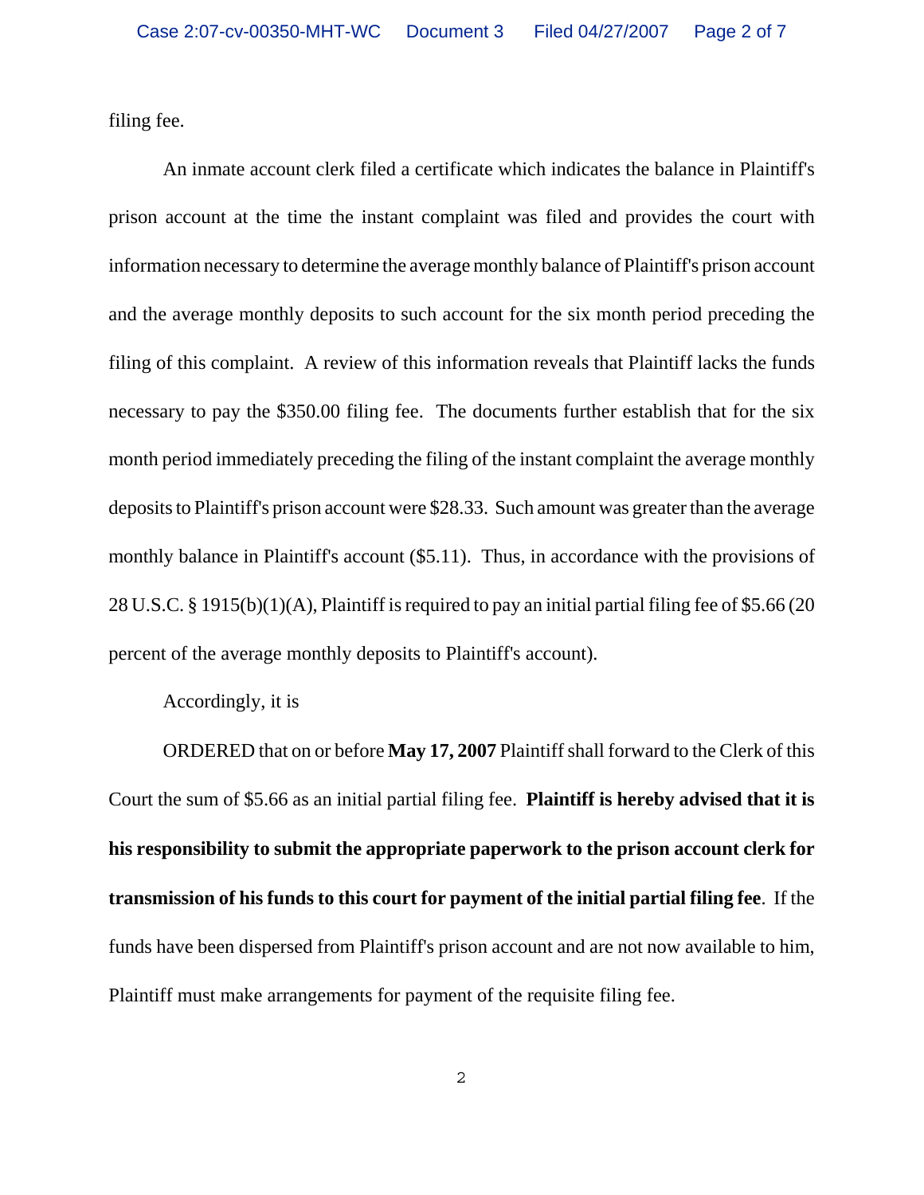filing fee.

An inmate account clerk filed a certificate which indicates the balance in Plaintiff's prison account at the time the instant complaint was filed and provides the court with information necessary to determine the average monthly balance of Plaintiff's prison account and the average monthly deposits to such account for the six month period preceding the filing of this complaint. A review of this information reveals that Plaintiff lacks the funds necessary to pay the $350.00 filing fee. The documents further establish that for the six month period immediately preceding the filing of the instant complaint the average monthly deposits to Plaintiff's prison account were $28.33. Such amount was greater than the average monthly balance in Plaintiff's account ($5.11). Thus, in accordance with the provisions of 28 U.S.C. § 1915(b)(1)(A), Plaintiff is required to pay an initial partial filing fee of $5.66 (20 percent of the average monthly deposits to Plaintiff's account).

Accordingly, it is

ORDERED that on or before **May 17, 2007** Plaintiff shall forward to the Clerk of this Court the sum of $5.66 as an initial partial filing fee. **Plaintiff is hereby advised that it is his responsibility to submit the appropriate paperwork to the prison account clerk for transmission of his funds to this court for payment of the initial partial filing fee**. If the funds have been dispersed from Plaintiff's prison account and are not now available to him, Plaintiff must make arrangements for payment of the requisite filing fee.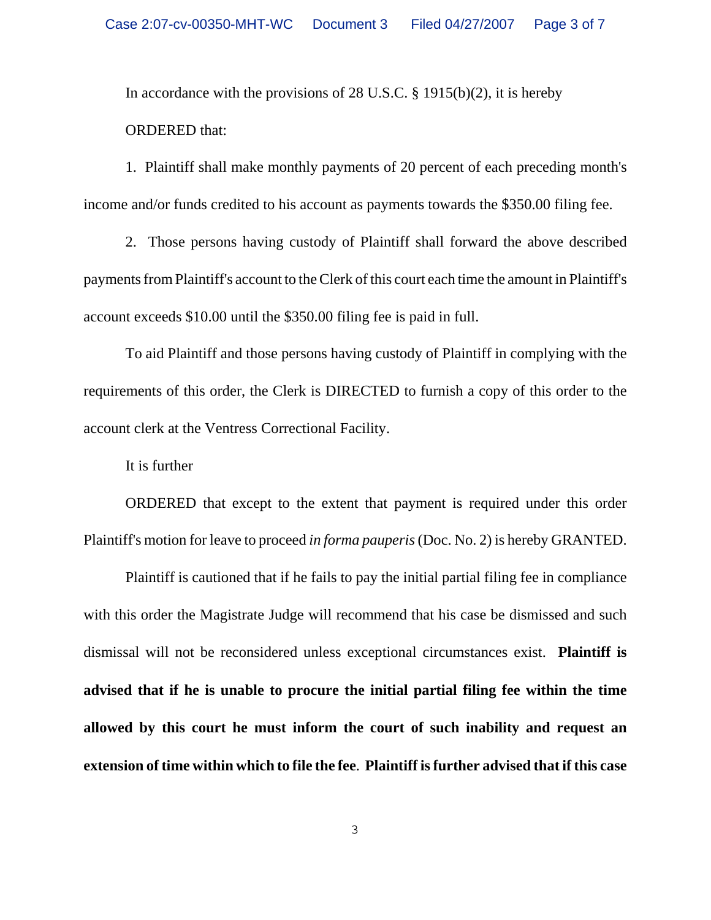In accordance with the provisions of 28 U.S.C. § 1915(b)(2), it is hereby

ORDERED that:

1. Plaintiff shall make monthly payments of 20 percent of each preceding month's income and/or funds credited to his account as payments towards the $350.00 filing fee.

2. Those persons having custody of Plaintiff shall forward the above described payments from Plaintiff's account to the Clerk of this court each time the amount in Plaintiff's account exceeds $10.00 until the $350.00 filing fee is paid in full.

To aid Plaintiff and those persons having custody of Plaintiff in complying with the requirements of this order, the Clerk is DIRECTED to furnish a copy of this order to the account clerk at the Ventress Correctional Facility.

It is further

ORDERED that except to the extent that payment is required under this order Plaintiff's motion for leave to proceed *in forma pauperis* (Doc. No. 2) is hereby GRANTED.

Plaintiff is cautioned that if he fails to pay the initial partial filing fee in compliance with this order the Magistrate Judge will recommend that his case be dismissed and such dismissal will not be reconsidered unless exceptional circumstances exist. **Plaintiff is advised that if he is unable to procure the initial partial filing fee within the time allowed by this court he must inform the court of such inability and request an extension of time within which to file the fee**. **Plaintiff is further advised that if this case**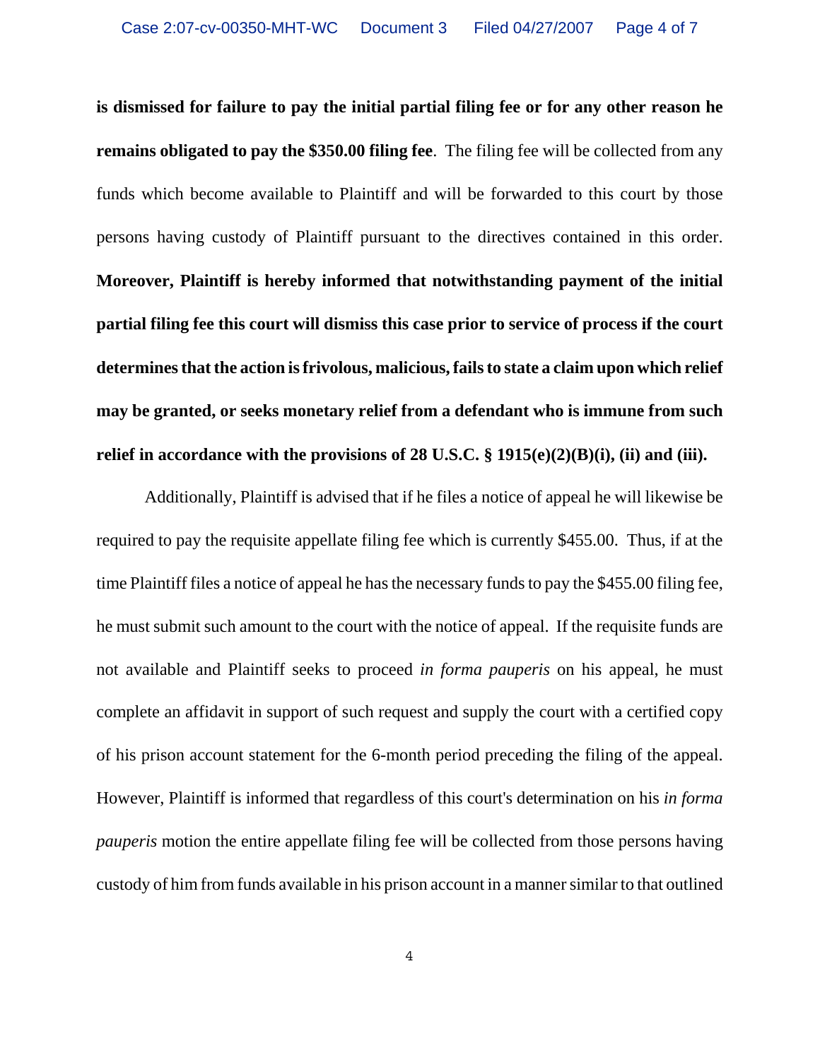**is dismissed for failure to pay the initial partial filing fee or for any other reason he remains obligated to pay the $350.00 filing fee**. The filing fee will be collected from any funds which become available to Plaintiff and will be forwarded to this court by those persons having custody of Plaintiff pursuant to the directives contained in this order. **Moreover, Plaintiff is hereby informed that notwithstanding payment of the initial partial filing fee this court will dismiss this case prior to service of process if the court determines that the action is frivolous, malicious, fails to state a claim upon which relief may be granted, or seeks monetary relief from a defendant who is immune from such relief in accordance with the provisions of 28 U.S.C. § 1915(e)(2)(B)(i), (ii) and (iii).**

Additionally, Plaintiff is advised that if he files a notice of appeal he will likewise be required to pay the requisite appellate filing fee which is currently $455.00. Thus, if at the time Plaintiff files a notice of appeal he has the necessary funds to pay the $455.00 filing fee, he must submit such amount to the court with the notice of appeal. If the requisite funds are not available and Plaintiff seeks to proceed *in forma pauperis* on his appeal, he must complete an affidavit in support of such request and supply the court with a certified copy of his prison account statement for the 6-month period preceding the filing of the appeal. However, Plaintiff is informed that regardless of this court's determination on his *in forma pauperis* motion the entire appellate filing fee will be collected from those persons having custody of him from funds available in his prison account in a manner similar to that outlined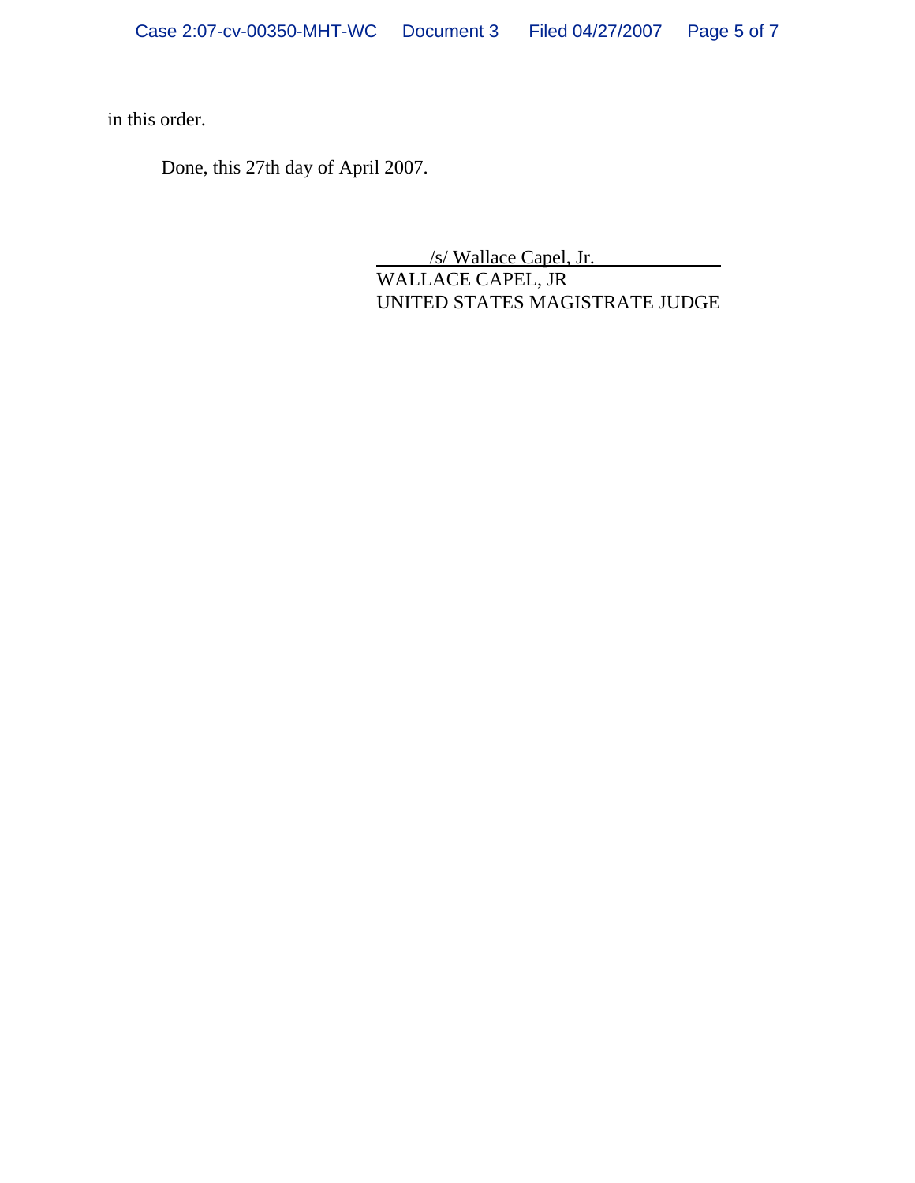in this order.

Done, this 27th day of April 2007.

/s/ Wallace Capel, Jr.
WALLACE CAPEL, JR
UNITED STATES MAGISTRATE JUDGE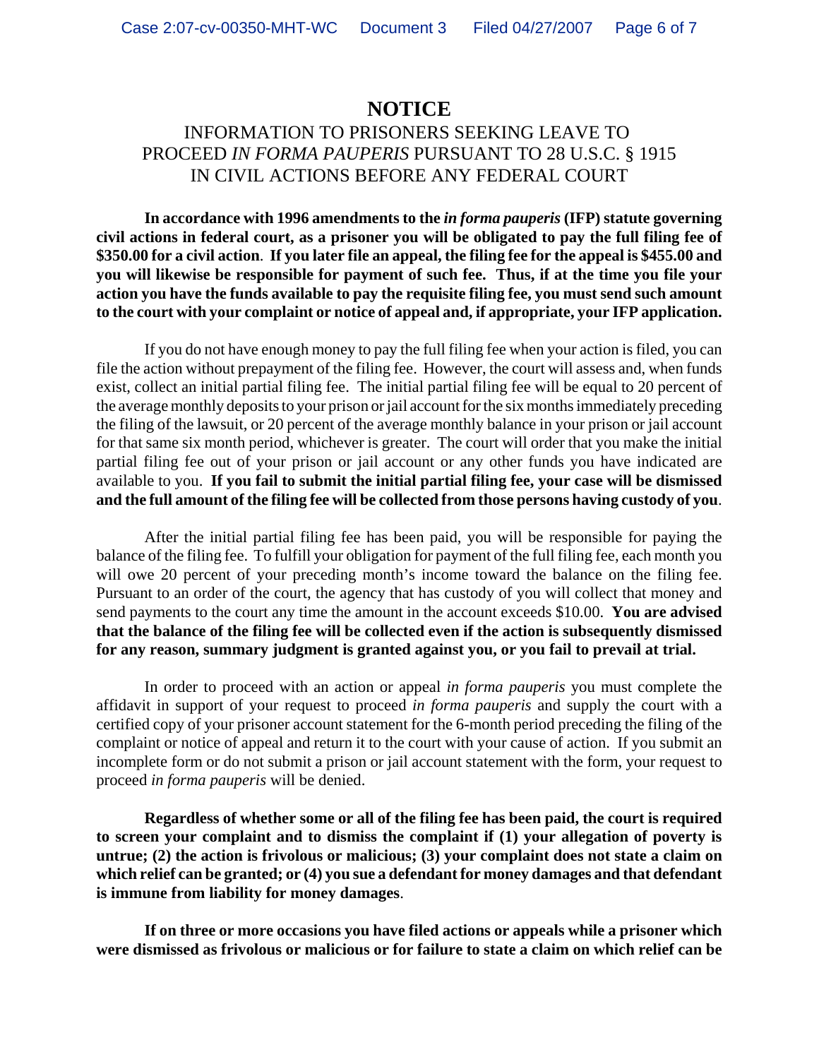# NOTICE

## INFORMATION TO PRISONERS SEEKING LEAVE TO PROCEED *IN FORMA PAUPERIS* PURSUANT TO 28 U.S.C. § 1915 IN CIVIL ACTIONS BEFORE ANY FEDERAL COURT

**In accordance with 1996 amendments to the *in forma pauperis* (IFP) statute governing civil actions in federal court, as a prisoner you will be obligated to pay the full filing fee of $350.00 for a civil action**. **If you later file an appeal, the filing fee for the appeal is $455.00 and you will likewise be responsible for payment of such fee. Thus, if at the time you file your action you have the funds available to pay the requisite filing fee, you must send such amount to the court with your complaint or notice of appeal and, if appropriate, your IFP application.**

If you do not have enough money to pay the full filing fee when your action is filed, you can file the action without prepayment of the filing fee. However, the court will assess and, when funds exist, collect an initial partial filing fee. The initial partial filing fee will be equal to 20 percent of the average monthly deposits to your prison or jail account for the six months immediately preceding the filing of the lawsuit, or 20 percent of the average monthly balance in your prison or jail account for that same six month period, whichever is greater. The court will order that you make the initial partial filing fee out of your prison or jail account or any other funds you have indicated are available to you. **If you fail to submit the initial partial filing fee, your case will be dismissed and the full amount of the filing fee will be collected from those persons having custody of you**.

After the initial partial filing fee has been paid, you will be responsible for paying the balance of the filing fee. To fulfill your obligation for payment of the full filing fee, each month you will owe 20 percent of your preceding month's income toward the balance on the filing fee. Pursuant to an order of the court, the agency that has custody of you will collect that money and send payments to the court any time the amount in the account exceeds $10.00. **You are advised that the balance of the filing fee will be collected even if the action is subsequently dismissed for any reason, summary judgment is granted against you, or you fail to prevail at trial.**

In order to proceed with an action or appeal *in forma pauperis* you must complete the affidavit in support of your request to proceed *in forma pauperis* and supply the court with a certified copy of your prisoner account statement for the 6-month period preceding the filing of the complaint or notice of appeal and return it to the court with your cause of action. If you submit an incomplete form or do not submit a prison or jail account statement with the form, your request to proceed *in forma pauperis* will be denied.

**Regardless of whether some or all of the filing fee has been paid, the court is required to screen your complaint and to dismiss the complaint if (1) your allegation of poverty is untrue; (2) the action is frivolous or malicious; (3) your complaint does not state a claim on which relief can be granted; or (4) you sue a defendant for money damages and that defendant is immune from liability for money damages**.

**If on three or more occasions you have filed actions or appeals while a prisoner which were dismissed as frivolous or malicious or for failure to state a claim on which relief can be**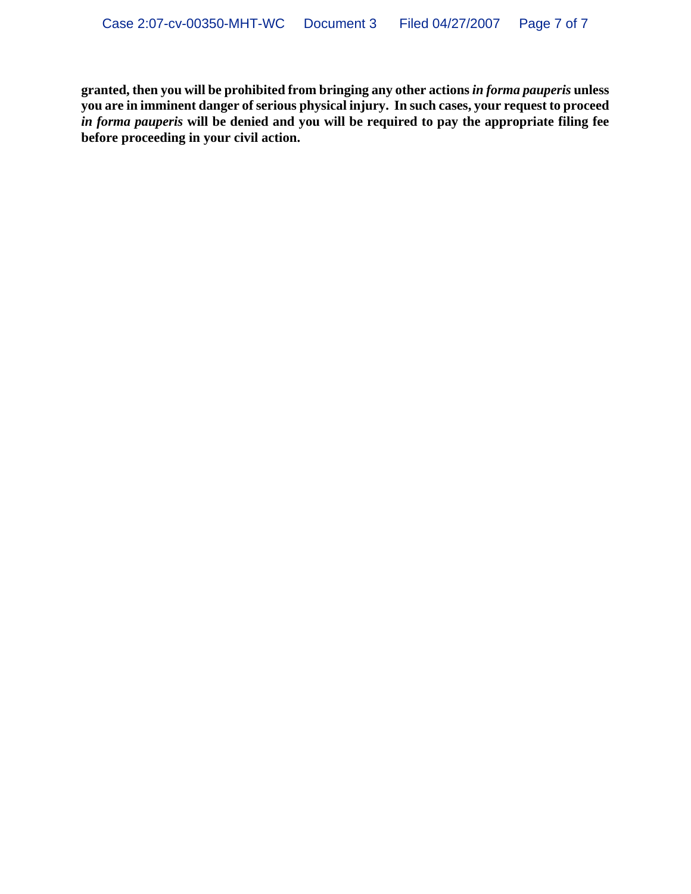**granted, then you will be prohibited from bringing any other actions *in forma pauperis* unless you are in imminent danger of serious physical injury. In such cases, your request to proceed *in forma pauperis* will be denied and you will be required to pay the appropriate filing fee before proceeding in your civil action.**